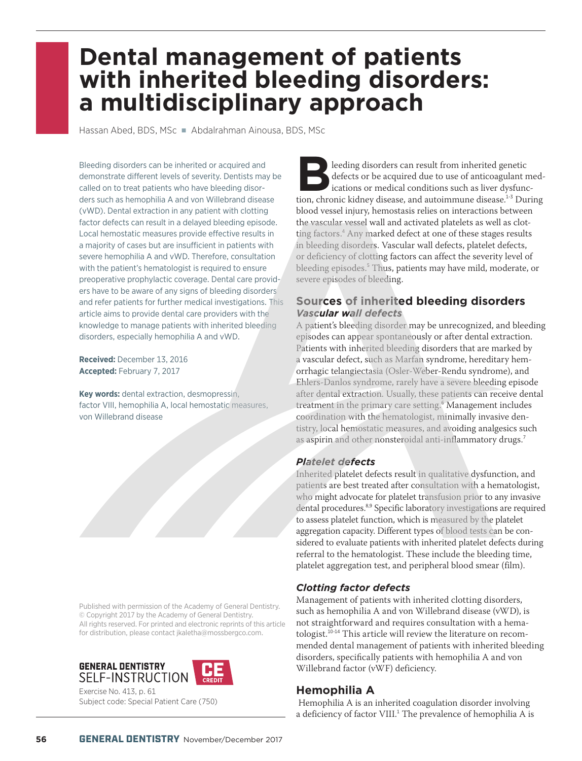# Dental management of patients with inherited bleeding disorders: a multidisciplinary approach

Hassan Abed, BDS, MSc ■ Abdalrahman Ainousa, BDS, MSc

Bleeding disorders can be inherited or acquired and demonstrate different levels of severity. Dentists may be called on to treat patients who have bleeding disorders such as hemophilia A and von Willebrand disease (vWD). Dental extraction in any patient with clotting factor defects can result in a delayed bleeding episode. Local hemostatic measures provide effective results in a majority of cases but are insufficient in patients with severe hemophilia A and vWD. Therefore, consultation with the patient's hematologist is required to ensure preoperative prophylactic coverage. Dental care providers have to be aware of any signs of bleeding disorders and refer patients for further medical investigations. This article aims to provide dental care providers with the knowledge to manage patients with inherited bleeding disorders, especially hemophilia A and vWD.

**Received:** December 13, 2016
**Accepted:** February 7, 2017

**Key words:** dental extraction, desmopressin, factor VIII, hemophilia A, local hemostatic measures, von Willebrand disease

Published with permission of the Academy of General Dentistry. © Copyright 2017 by the Academy of General Dentistry. All rights reserved. For printed and electronic reprints of this article for distribution, please contact jkaletha@mossbergco.com.

GENERAL DENTISTRY SELF-INSTRUCTION CE CREDIT

Exercise No. 413, p. 61
Subject code: Special Patient Care (750)

Bleeding disorders can result from inherited genetic defects or be acquired due to use of anticoagulant medications or medical conditions such as liver dysfunction, chronic kidney disease, and autoimmune disease.[1-3] During blood vessel injury, hemostasis relies on interactions between the vascular vessel wall and activated platelets as well as clotting factors.[4] Any marked defect at one of these stages results in bleeding disorders. Vascular wall defects, platelet defects, or deficiency of clotting factors can affect the severity level of bleeding episodes.[5] Thus, patients may have mild, moderate, or severe episodes of bleeding.

## Sources of inherited bleeding disorders

### *Vascular wall defects*

A patient's bleeding disorder may be unrecognized, and bleeding episodes can appear spontaneously or after dental extraction. Patients with inherited bleeding disorders that are marked by a vascular defect, such as Marfan syndrome, hereditary hemorrhagic telangiectasia (Osler-Weber-Rendu syndrome), and Ehlers-Danlos syndrome, rarely have a severe bleeding episode after dental extraction. Usually, these patients can receive dental treatment in the primary care setting.[6] Management includes coordination with the hematologist, minimally invasive dentistry, local hemostatic measures, and avoiding analgesics such as aspirin and other nonsteroidal anti-inflammatory drugs.[7]

### *Platelet defects*

Inherited platelet defects result in qualitative dysfunction, and patients are best treated after consultation with a hematologist, who might advocate for platelet transfusion prior to any invasive dental procedures.[8,9] Specific laboratory investigations are required to assess platelet function, which is measured by the platelet aggregation capacity. Different types of blood tests can be considered to evaluate patients with inherited platelet defects during referral to the hematologist. These include the bleeding time, platelet aggregation test, and peripheral blood smear (film).

### *Clotting factor defects*

Management of patients with inherited clotting disorders, such as hemophilia A and von Willebrand disease (vWD), is not straightforward and requires consultation with a hematologist.[10-14] This article will review the literature on recommended dental management of patients with inherited bleeding disorders, specifically patients with hemophilia A and von Willebrand factor (vWF) deficiency.

## Hemophilia A

Hemophilia A is an inherited coagulation disorder involving a deficiency of factor VIII.[1] The prevalence of hemophilia A is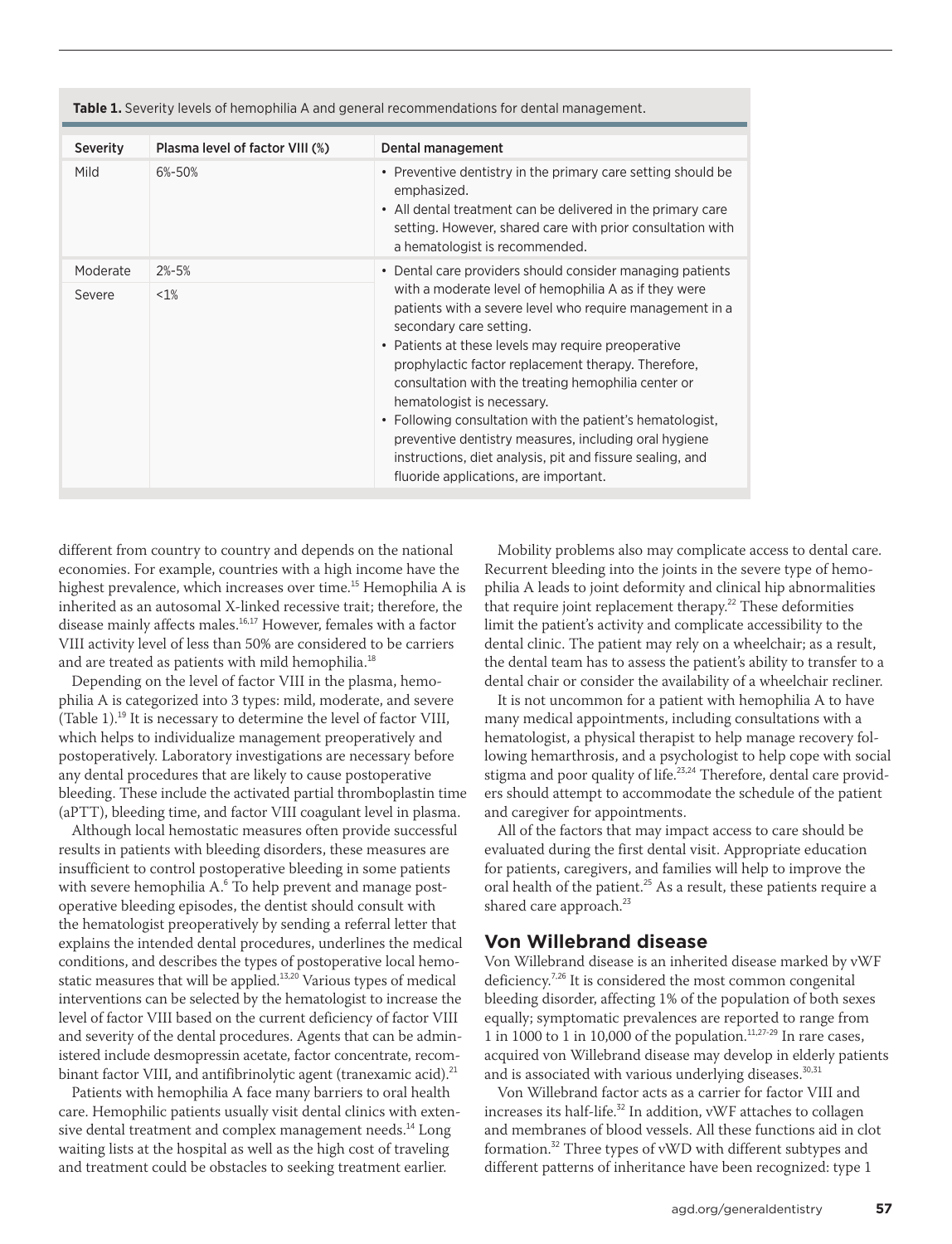**Table 1.** Severity levels of hemophilia A and general recommendations for dental management.

| Severity | Plasma level of factor VIII (%) | Dental management |
|---|---|---|
| Mild | 6%-50% | • Preventive dentistry in the primary care setting should be emphasized.<br>• All dental treatment can be delivered in the primary care setting. However, shared care with prior consultation with a hematologist is recommended. |
| Moderate | 2%-5% | • Dental care providers should consider managing patients with a moderate level of hemophilia A as if they were patients with a severe level who require management in a secondary care setting.<br>• Patients at these levels may require preoperative prophylactic factor replacement therapy. Therefore, consultation with the treating hemophilia center or hematologist is necessary.<br>• Following consultation with the patient's hematologist, preventive dentistry measures, including oral hygiene instructions, diet analysis, pit and fissure sealing, and fluoride applications, are important. |
| Severe | <1% | |

different from country to country and depends on the national economies. For example, countries with a high income have the highest prevalence, which increases over time.[15] Hemophilia A is inherited as an autosomal X-linked recessive trait; therefore, the disease mainly affects males.[16,17] However, females with a factor VIII activity level of less than 50% are considered to be carriers and are treated as patients with mild hemophilia.[18]

Depending on the level of factor VIII in the plasma, hemophilia A is categorized into 3 types: mild, moderate, and severe (Table 1).[19] It is necessary to determine the level of factor VIII, which helps to individualize management preoperatively and postoperatively. Laboratory investigations are necessary before any dental procedures that are likely to cause postoperative bleeding. These include the activated partial thromboplastin time (aPTT), bleeding time, and factor VIII coagulant level in plasma.

Although local hemostatic measures often provide successful results in patients with bleeding disorders, these measures are insufficient to control postoperative bleeding in some patients with severe hemophilia A.[6] To help prevent and manage postoperative bleeding episodes, the dentist should consult with the hematologist preoperatively by sending a referral letter that explains the intended dental procedures, underlines the medical conditions, and describes the types of postoperative local hemostatic measures that will be applied.[13,20] Various types of medical interventions can be selected by the hematologist to increase the level of factor VIII based on the current deficiency of factor VIII and severity of the dental procedures. Agents that can be administered include desmopressin acetate, factor concentrate, recombinant factor VIII, and antifibrinolytic agent (tranexamic acid).[21]

Patients with hemophilia A face many barriers to oral health care. Hemophilic patients usually visit dental clinics with extensive dental treatment and complex management needs.[14] Long waiting lists at the hospital as well as the high cost of traveling and treatment could be obstacles to seeking treatment earlier.

Mobility problems also may complicate access to dental care. Recurrent bleeding into the joints in the severe type of hemophilia A leads to joint deformity and clinical hip abnormalities that require joint replacement therapy.[22] These deformities limit the patient's activity and complicate accessibility to the dental clinic. The patient may rely on a wheelchair; as a result, the dental team has to assess the patient's ability to transfer to a dental chair or consider the availability of a wheelchair recliner.

It is not uncommon for a patient with hemophilia A to have many medical appointments, including consultations with a hematologist, a physical therapist to help manage recovery following hemarthrosis, and a psychologist to help cope with social stigma and poor quality of life.[23,24] Therefore, dental care providers should attempt to accommodate the schedule of the patient and caregiver for appointments.

All of the factors that may impact access to care should be evaluated during the first dental visit. Appropriate education for patients, caregivers, and families will help to improve the oral health of the patient.[25] As a result, these patients require a shared care approach.[23]

## Von Willebrand disease

Von Willebrand disease is an inherited disease marked by vWF deficiency.[7,26] It is considered the most common congenital bleeding disorder, affecting 1% of the population of both sexes equally; symptomatic prevalences are reported to range from 1 in 1000 to 1 in 10,000 of the population.[11,27-29] In rare cases, acquired von Willebrand disease may develop in elderly patients and is associated with various underlying diseases.[30,31]

Von Willebrand factor acts as a carrier for factor VIII and increases its half-life.[32] In addition, vWF attaches to collagen and membranes of blood vessels. All these functions aid in clot formation.[32] Three types of vWD with different subtypes and different patterns of inheritance have been recognized: type 1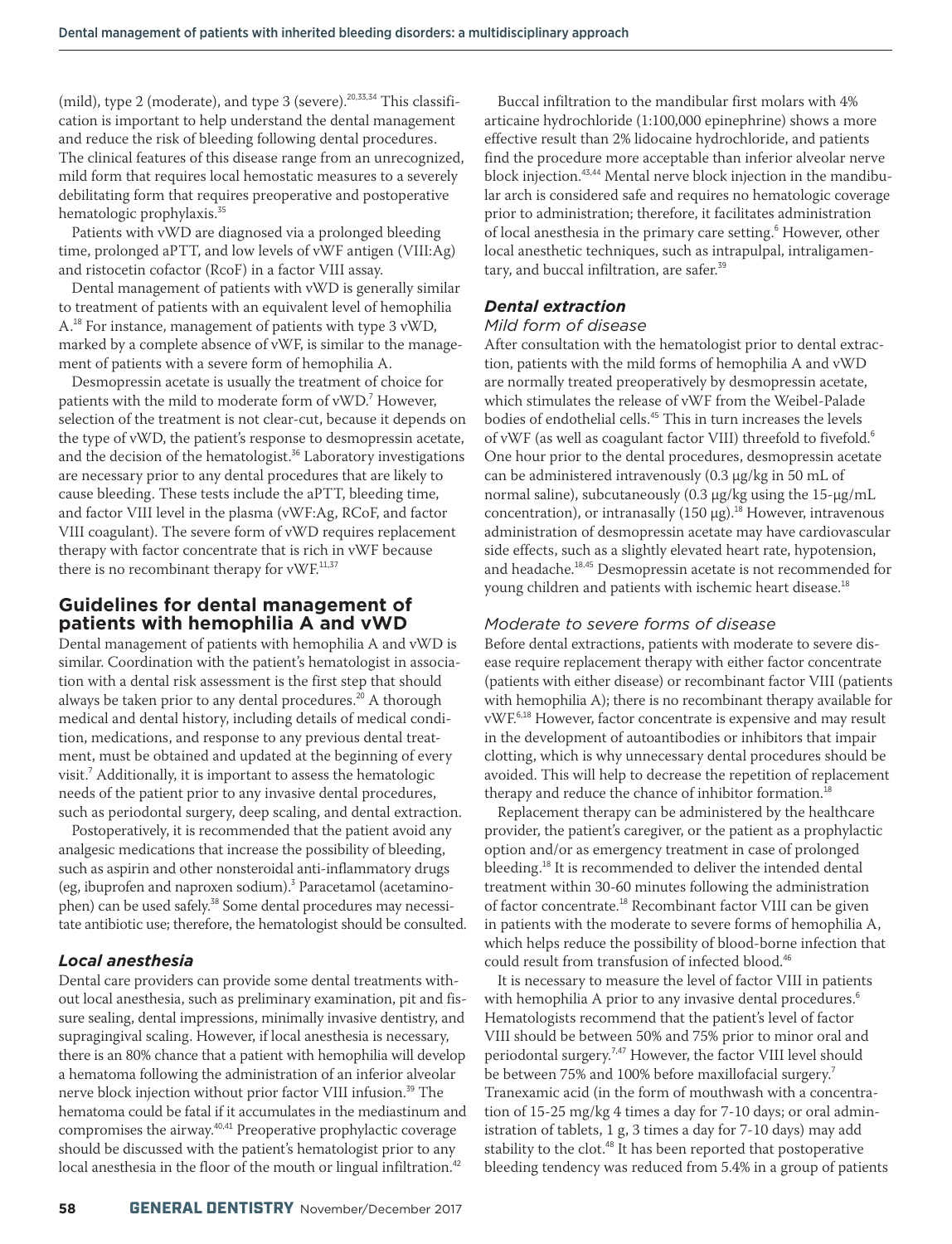(mild), type 2 (moderate), and type 3 (severe).[20,33,34] This classification is important to help understand the dental management and reduce the risk of bleeding following dental procedures. The clinical features of this disease range from an unrecognized, mild form that requires local hemostatic measures to a severely debilitating form that requires preoperative and postoperative hematologic prophylaxis.[35]

Patients with vWD are diagnosed via a prolonged bleeding time, prolonged aPTT, and low levels of vWF antigen (VIII:Ag) and ristocetin cofactor (RcoF) in a factor VIII assay.

Dental management of patients with vWD is generally similar to treatment of patients with an equivalent level of hemophilia A.[18] For instance, management of patients with type 3 vWD, marked by a complete absence of vWF, is similar to the management of patients with a severe form of hemophilia A.

Desmopressin acetate is usually the treatment of choice for patients with the mild to moderate form of vWD.[7] However, selection of the treatment is not clear-cut, because it depends on the type of vWD, the patient's response to desmopressin acetate, and the decision of the hematologist.[36] Laboratory investigations are necessary prior to any dental procedures that are likely to cause bleeding. These tests include the aPTT, bleeding time, and factor VIII level in the plasma (vWF:Ag, RCoF, and factor VIII coagulant). The severe form of vWD requires replacement therapy with factor concentrate that is rich in vWF because there is no recombinant therapy for vWF.[11,37]

## Guidelines for dental management of patients with hemophilia A and vWD

Dental management of patients with hemophilia A and vWD is similar. Coordination with the patient's hematologist in association with a dental risk assessment is the first step that should always be taken prior to any dental procedures.[20] A thorough medical and dental history, including details of medical condition, medications, and response to any previous dental treatment, must be obtained and updated at the beginning of every visit.[7] Additionally, it is important to assess the hematologic needs of the patient prior to any invasive dental procedures, such as periodontal surgery, deep scaling, and dental extraction.

Postoperatively, it is recommended that the patient avoid any analgesic medications that increase the possibility of bleeding, such as aspirin and other nonsteroidal anti-inflammatory drugs (eg, ibuprofen and naproxen sodium).[3] Paracetamol (acetaminophen) can be used safely.[38] Some dental procedures may necessitate antibiotic use; therefore, the hematologist should be consulted.

### *Local anesthesia*

Dental care providers can provide some dental treatments without local anesthesia, such as preliminary examination, pit and fissure sealing, dental impressions, minimally invasive dentistry, and supragingival scaling. However, if local anesthesia is necessary, there is an 80% chance that a patient with hemophilia will develop a hematoma following the administration of an inferior alveolar nerve block injection without prior factor VIII infusion.[39] The hematoma could be fatal if it accumulates in the mediastinum and compromises the airway.[40,41] Preoperative prophylactic coverage should be discussed with the patient's hematologist prior to any local anesthesia in the floor of the mouth or lingual infiltration.[42]

Buccal infiltration to the mandibular first molars with 4% articaine hydrochloride (1:100,000 epinephrine) shows a more effective result than 2% lidocaine hydrochloride, and patients find the procedure more acceptable than inferior alveolar nerve block injection.[43,44] Mental nerve block injection in the mandibular arch is considered safe and requires no hematologic coverage prior to administration; therefore, it facilitates administration of local anesthesia in the primary care setting.[6] However, other local anesthetic techniques, such as intrapulpal, intraligamentary, and buccal infiltration, are safer.[39]

### *Dental extraction*

#### *Mild form of disease*

After consultation with the hematologist prior to dental extraction, patients with the mild forms of hemophilia A and vWD are normally treated preoperatively by desmopressin acetate, which stimulates the release of vWF from the Weibel-Palade bodies of endothelial cells.[45] This in turn increases the levels of vWF (as well as coagulant factor VIII) threefold to fivefold.[6] One hour prior to the dental procedures, desmopressin acetate can be administered intravenously (0.3 μg/kg in 50 mL of normal saline), subcutaneously (0.3 μg/kg using the 15-μg/mL concentration), or intranasally (150 μg).[18] However, intravenous administration of desmopressin acetate may have cardiovascular side effects, such as a slightly elevated heart rate, hypotension, and headache.[18,45] Desmopressin acetate is not recommended for young children and patients with ischemic heart disease.[18]

#### *Moderate to severe forms of disease*

Before dental extractions, patients with moderate to severe disease require replacement therapy with either factor concentrate (patients with either disease) or recombinant factor VIII (patients with hemophilia A); there is no recombinant therapy available for vWF.[6,18] However, factor concentrate is expensive and may result in the development of autoantibodies or inhibitors that impair clotting, which is why unnecessary dental procedures should be avoided. This will help to decrease the repetition of replacement therapy and reduce the chance of inhibitor formation.[18]

Replacement therapy can be administered by the healthcare provider, the patient's caregiver, or the patient as a prophylactic option and/or as emergency treatment in case of prolonged bleeding.[18] It is recommended to deliver the intended dental treatment within 30-60 minutes following the administration of factor concentrate.[18] Recombinant factor VIII can be given in patients with the moderate to severe forms of hemophilia A, which helps reduce the possibility of blood-borne infection that could result from transfusion of infected blood.[46]

It is necessary to measure the level of factor VIII in patients with hemophilia A prior to any invasive dental procedures.[6] Hematologists recommend that the patient's level of factor VIII should be between 50% and 75% prior to minor oral and periodontal surgery.[7,47] However, the factor VIII level should be between 75% and 100% before maxillofacial surgery.[7] Tranexamic acid (in the form of mouthwash with a concentration of 15-25 mg/kg 4 times a day for 7-10 days; or oral administration of tablets, 1 g, 3 times a day for 7-10 days) may add stability to the clot.[48] It has been reported that postoperative bleeding tendency was reduced from 5.4% in a group of patients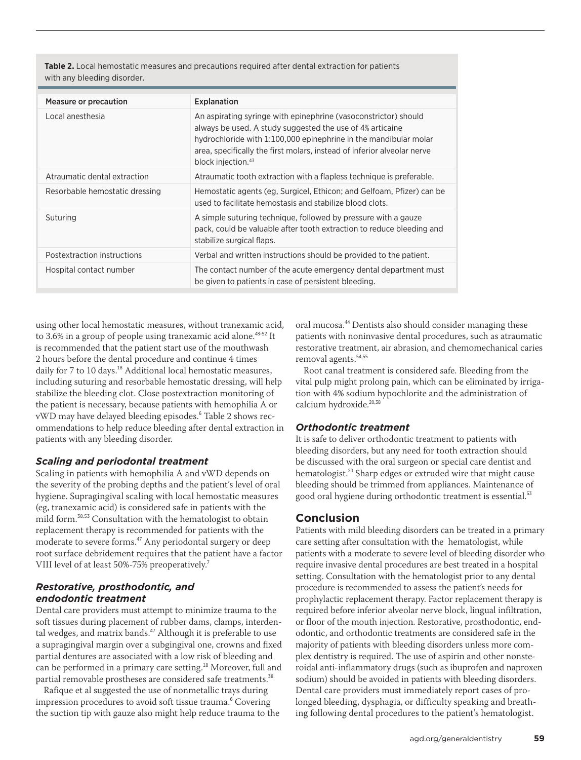**Table 2.** Local hemostatic measures and precautions required after dental extraction for patients with any bleeding disorder.

| Measure or precaution | Explanation |
|---|---|
| Local anesthesia | An aspirating syringe with epinephrine (vasoconstrictor) should always be used. A study suggested the use of 4% articaine hydrochloride with 1:100,000 epinephrine in the mandibular molar area, specifically the first molars, instead of inferior alveolar nerve block injection.[43] |
| Atraumatic dental extraction | Atraumatic tooth extraction with a flapless technique is preferable. |
| Resorbable hemostatic dressing | Hemostatic agents (eg, Surgicel, Ethicon; and Gelfoam, Pfizer) can be used to facilitate hemostasis and stabilize blood clots. |
| Suturing | A simple suturing technique, followed by pressure with a gauze pack, could be valuable after tooth extraction to reduce bleeding and stabilize surgical flaps. |
| Postextraction instructions | Verbal and written instructions should be provided to the patient. |
| Hospital contact number | The contact number of the acute emergency dental department must be given to patients in case of persistent bleeding. |

using other local hemostatic measures, without tranexamic acid, to 3.6% in a group of people using tranexamic acid alone.[48-52] It is recommended that the patient start use of the mouthwash 2 hours before the dental procedure and continue 4 times daily for 7 to 10 days.[18] Additional local hemostatic measures, including suturing and resorbable hemostatic dressing, will help stabilize the bleeding clot. Close postextraction monitoring of the patient is necessary, because patients with hemophilia A or vWD may have delayed bleeding episodes.[6] Table 2 shows recommendations to help reduce bleeding after dental extraction in patients with any bleeding disorder.

### *Scaling and periodontal treatment*

Scaling in patients with hemophilia A and vWD depends on the severity of the probing depths and the patient's level of oral hygiene. Supragingival scaling with local hemostatic measures (eg, tranexamic acid) is considered safe in patients with the mild form.[38,53] Consultation with the hematologist to obtain replacement therapy is recommended for patients with the moderate to severe forms.[47] Any periodontal surgery or deep root surface debridement requires that the patient have a factor VIII level of at least 50%-75% preoperatively.[7]

### *Restorative, prosthodontic, and endodontic treatment*

Dental care providers must attempt to minimize trauma to the soft tissues during placement of rubber dams, clamps, interdental wedges, and matrix bands.[47] Although it is preferable to use a supragingival margin over a subgingival one, crowns and fixed partial dentures are associated with a low risk of bleeding and can be performed in a primary care setting.[18] Moreover, full and partial removable prostheses are considered safe treatments.[38]

Rafique et al suggested the use of nonmetallic trays during impression procedures to avoid soft tissue trauma.[6] Covering the suction tip with gauze also might help reduce trauma to the oral mucosa.[44] Dentists also should consider managing these patients with noninvasive dental procedures, such as atraumatic restorative treatment, air abrasion, and chemomechanical caries removal agents.[54,55]

Root canal treatment is considered safe. Bleeding from the vital pulp might prolong pain, which can be eliminated by irrigation with 4% sodium hypochlorite and the administration of calcium hydroxide.[20,38]

### *Orthodontic treatment*

It is safe to deliver orthodontic treatment to patients with bleeding disorders, but any need for tooth extraction should be discussed with the oral surgeon or special care dentist and hematologist.[20] Sharp edges or extruded wire that might cause bleeding should be trimmed from appliances. Maintenance of good oral hygiene during orthodontic treatment is essential.[53]

## Conclusion

Patients with mild bleeding disorders can be treated in a primary care setting after consultation with the hematologist, while patients with a moderate to severe level of bleeding disorder who require invasive dental procedures are best treated in a hospital setting. Consultation with the hematologist prior to any dental procedure is recommended to assess the patient's needs for prophylactic replacement therapy. Factor replacement therapy is required before inferior alveolar nerve block, lingual infiltration, or floor of the mouth injection. Restorative, prosthodontic, endodontic, and orthodontic treatments are considered safe in the majority of patients with bleeding disorders unless more complex dentistry is required. The use of aspirin and other nonsteroidal anti-inflammatory drugs (such as ibuprofen and naproxen sodium) should be avoided in patients with bleeding disorders. Dental care providers must immediately report cases of prolonged bleeding, dysphagia, or difficulty speaking and breathing following dental procedures to the patient's hematologist.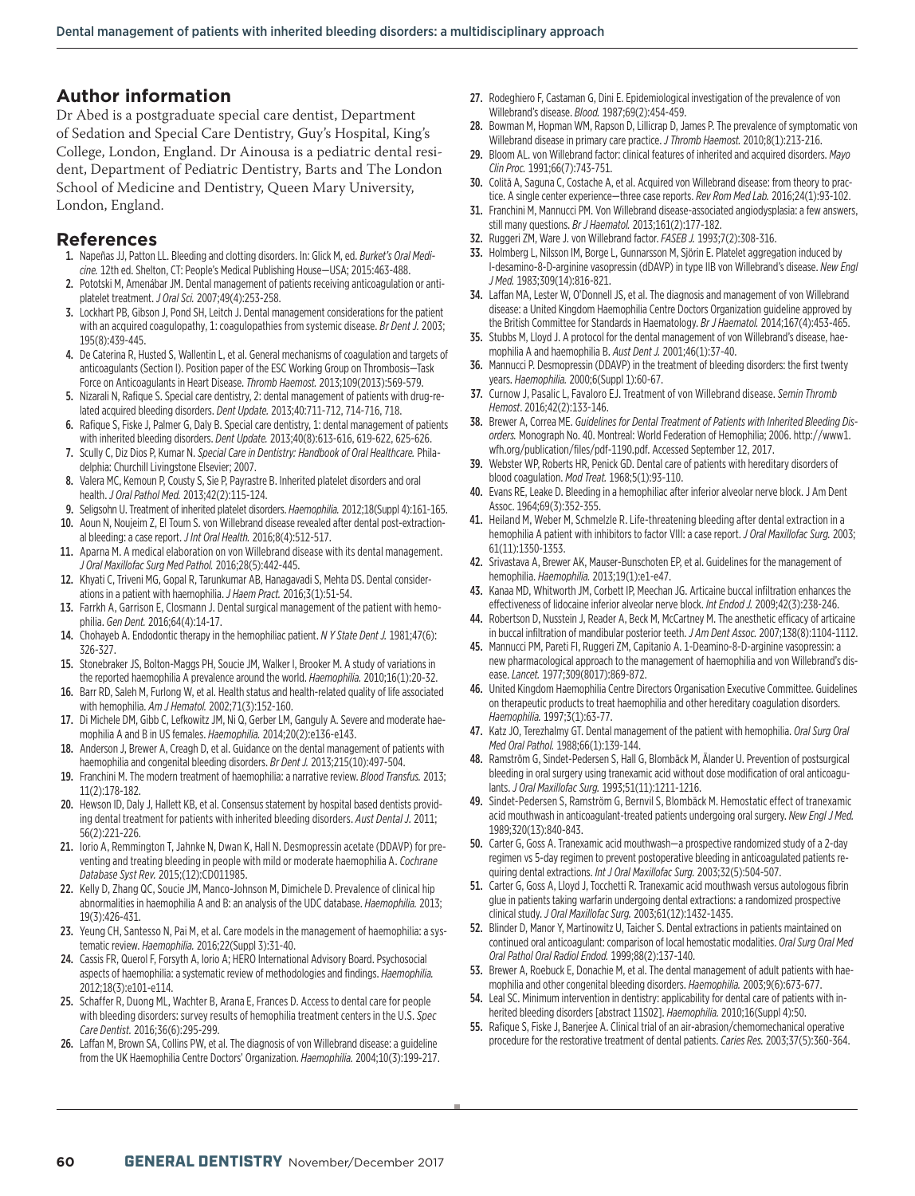## Author information

Dr Abed is a postgraduate special care dentist, Department of Sedation and Special Care Dentistry, Guy's Hospital, King's College, London, England. Dr Ainousa is a pediatric dental resident, Department of Pediatric Dentistry, Barts and The London School of Medicine and Dentistry, Queen Mary University, London, England.

## References

1. Napeñas JJ, Patton LL. Bleeding and clotting disorders. In: Glick M, ed. *Burket's Oral Medicine.* 12th ed. Shelton, CT: People's Medical Publishing House—USA; 2015:463-488.
2. Pototski M, Amenábar JM. Dental management of patients receiving anticoagulation or antiplatelet treatment. *J Oral Sci.* 2007;49(4):253-258.
3. Lockhart PB, Gibson J, Pond SH, Leitch J. Dental management considerations for the patient with an acquired coagulopathy, 1: coagulopathies from systemic disease. *Br Dent J.* 2003;195(8):439-445.
4. De Caterina R, Husted S, Wallentin L, et al. General mechanisms of coagulation and targets of anticoagulants (Section I). Position paper of the ESC Working Group on Thrombosis—Task Force on Anticoagulants in Heart Disease. *Thromb Haemost.* 2013;109(2013):569-579.
5. Nizarali N, Rafique S. Special care dentistry, 2: dental management of patients with drug-related acquired bleeding disorders. *Dent Update.* 2013;40:711-712, 714-716, 718.
6. Rafique S, Fiske J, Palmer G, Daly B. Special care dentistry, 1: dental management of patients with inherited bleeding disorders. *Dent Update.* 2013;40(8):613-616, 619-622, 625-626.
7. Scully C, Diz Dios P, Kumar N. *Special Care in Dentistry: Handbook of Oral Healthcare.* Philadelphia: Churchill Livingstone Elsevier; 2007.
8. Valera MC, Kemoun P, Cousty S, Sie P, Payrastre B. Inherited platelet disorders and oral health. *J Oral Pathol Med.* 2013;42(2):115-124.
9. Seligsohn U. Treatment of inherited platelet disorders. *Haemophilia.* 2012;18(Suppl 4):161-165.
10. Aoun N, Noujeim Z, El Toum S. von Willebrand disease revealed after dental post-extractional bleeding: a case report. *J Int Oral Health.* 2016;8(4):512-517.
11. Aparna M. A medical elaboration on von Willebrand disease with its dental management. *J Oral Maxillofac Surg Med Pathol.* 2016;28(5):442-445.
12. Khyati C, Triveni MG, Gopal R, Tarunkumar AB, Hanagavadi S, Mehta DS. Dental considerations in a patient with haemophilia. *J Haem Pract.* 2016;3(1):51-54.
13. Farrkh A, Garrison E, Closmann J. Dental surgical management of the patient with hemophilia. *Gen Dent.* 2016;64(4):14-17.
14. Chohayeb A. Endodontic therapy in the hemophiliac patient. *N Y State Dent J.* 1981;47(6):326-327.
15. Stonebraker JS, Bolton-Maggs PH, Soucie JM, Walker I, Brooker M. A study of variations in the reported haemophilia A prevalence around the world. *Haemophilia.* 2010;16(1):20-32.
16. Barr RD, Saleh M, Furlong W, et al. Health status and health-related quality of life associated with hemophilia. *Am J Hematol.* 2002;71(3):152-160.
17. Di Michele DM, Gibb C, Lefkowitz JM, Ni Q, Gerber LM, Ganguly A. Severe and moderate haemophilia A and B in US females. *Haemophilia.* 2014;20(2):e136-e143.
18. Anderson J, Brewer A, Creagh D, et al. Guidance on the dental management of patients with haemophilia and congenital bleeding disorders. *Br Dent J.* 2013;215(10):497-504.
19. Franchini M. The modern treatment of haemophilia: a narrative review. *Blood Transfus.* 2013;11(2):178-182.
20. Hewson ID, Daly J, Hallett KB, et al. Consensus statement by hospital based dentists providing dental treatment for patients with inherited bleeding disorders. *Aust Dental J.* 2011;56(2):221-226.
21. Iorio A, Remmington T, Jahnke N, Dwan K, Hall N. Desmopressin acetate (DDAVP) for preventing and treating bleeding in people with mild or moderate haemophilia A. *Cochrane Database Syst Rev.* 2015;(12):CD011985.
22. Kelly D, Zhang QC, Soucie JM, Manco-Johnson M, Dimichele D. Prevalence of clinical hip abnormalities in haemophilia A and B: an analysis of the UDC database. *Haemophilia.* 2013;19(3):426-431.
23. Yeung CH, Santesso N, Pai M, et al. Care models in the management of haemophilia: a systematic review. *Haemophilia.* 2016;22(Suppl 3):31-40.
24. Cassis FR, Querol F, Forsyth A, Iorio A; HERO International Advisory Board. Psychosocial aspects of haemophilia: a systematic review of methodologies and findings. *Haemophilia.* 2012;18(3):e101-e114.
25. Schaffer R, Duong ML, Wachter B, Arana E, Frances D. Access to dental care for people with bleeding disorders: survey results of hemophilia treatment centers in the U.S. *Spec Care Dentist.* 2016;36(6):295-299.
26. Laffan M, Brown SA, Collins PW, et al. The diagnosis of von Willebrand disease: a guideline from the UK Haemophilia Centre Doctors' Organization. *Haemophilia.* 2004;10(3):199-217.
27. Rodeghiero F, Castaman G, Dini E. Epidemiological investigation of the prevalence of von Willebrand's disease. *Blood.* 1987;69(2):454-459.
28. Bowman M, Hopman WM, Rapson D, Lillicrap D, James P. The prevalence of symptomatic von Willebrand disease in primary care practice. *J Thromb Haemost.* 2010;8(1):213-216.
29. Bloom AL. von Willebrand factor: clinical features of inherited and acquired disorders. *Mayo Clin Proc.* 1991;66(7):743-751.
30. Colită A, Saguna C, Costache A, et al. Acquired von Willebrand disease: from theory to practice. A single center experience—three case reports. *Rev Rom Med Lab.* 2016;24(1):93-102.
31. Franchini M, Mannucci PM. Von Willebrand disease-associated angiodysplasia: a few answers, still many questions. *Br J Haematol.* 2013;161(2):177-182.
32. Ruggeri ZM, Ware J. von Willebrand factor. *FASEB J.* 1993;7(2):308-316.
33. Holmberg L, Nilsson IM, Borge L, Gunnarsson M, Sjörin E. Platelet aggregation induced by l-desamino-8-D-arginine vasopressin (dDAVP) in type IIB von Willebrand's disease. *New Engl J Med.* 1983;309(14):816-821.
34. Laffan MA, Lester W, O'Donnell JS, et al. The diagnosis and management of von Willebrand disease: a United Kingdom Haemophilia Centre Doctors Organization guideline approved by the British Committee for Standards in Haematology. *Br J Haematol.* 2014;167(4):453-465.
35. Stubbs M, Lloyd J. A protocol for the dental management of von Willebrand's disease, haemophilia A and haemophilia B. *Aust Dent J.* 2001;46(1):37-40.
36. Mannucci P. Desmopressin (DDAVP) in the treatment of bleeding disorders: the first twenty years. *Haemophilia.* 2000;6(Suppl 1):60-67.
37. Curnow J, Pasalic L, Favaloro EJ. Treatment of von Willebrand disease. *Semin Thromb Hemost*. 2016;42(2):133-146.
38. Brewer A, Correa ME. *Guidelines for Dental Treatment of Patients with Inherited Bleeding Disorders.* Monograph No. 40. Montreal: World Federation of Hemophilia; 2006. http://www1.wfh.org/publication/files/pdf-1190.pdf. Accessed September 12, 2017.
39. Webster WP, Roberts HR, Penick GD. Dental care of patients with hereditary disorders of blood coagulation. *Mod Treat.* 1968;5(1):93-110.
40. Evans RE, Leake D. Bleeding in a hemophiliac after inferior alveolar nerve block. J Am Dent Assoc. 1964;69(3):352-355.
41. Heiland M, Weber M, Schmelzle R. Life-threatening bleeding after dental extraction in a hemophilia A patient with inhibitors to factor VIII: a case report. *J Oral Maxillofac Surg.* 2003;61(11):1350-1353.
42. Srivastava A, Brewer AK, Mauser-Bunschoten EP, et al. Guidelines for the management of hemophilia. *Haemophilia.* 2013;19(1):e1-e47.
43. Kanaa MD, Whitworth JM, Corbett IP, Meechan JG. Articaine buccal infiltration enhances the effectiveness of lidocaine inferior alveolar nerve block. *Int Endod J.* 2009;42(3):238-246.
44. Robertson D, Nusstein J, Reader A, Beck M, McCartney M. The anesthetic efficacy of articaine in buccal infiltration of mandibular posterior teeth. *J Am Dent Assoc.* 2007;138(8):1104-1112.
45. Mannucci PM, Pareti FI, Ruggeri ZM, Capitanio A. 1-Deamino-8-D-arginine vasopressin: a new pharmacological approach to the management of haemophilia and von Willebrand's disease. *Lancet.* 1977;309(8017):869-872.
46. United Kingdom Haemophilia Centre Directors Organisation Executive Committee. Guidelines on therapeutic products to treat haemophilia and other hereditary coagulation disorders. *Haemophilia.* 1997;3(1):63-77.
47. Katz JO, Terezhalmy GT. Dental management of the patient with hemophilia. *Oral Surg Oral Med Oral Pathol.* 1988;66(1):139-144.
48. Ramström G, Sindet-Pedersen S, Hall G, Blombäck M, Ålander U. Prevention of postsurgical bleeding in oral surgery using tranexamic acid without dose modification of oral anticoagulants. *J Oral Maxillofac Surg.* 1993;51(11):1211-1216.
49. Sindet-Pedersen S, Ramström G, Bernvil S, Blombäck M. Hemostatic effect of tranexamic acid mouthwash in anticoagulant-treated patients undergoing oral surgery. *New Engl J Med.* 1989;320(13):840-843.
50. Carter G, Goss A. Tranexamic acid mouthwash—a prospective randomized study of a 2-day regimen vs 5-day regimen to prevent postoperative bleeding in anticoagulated patients requiring dental extractions. *Int J Oral Maxillofac Surg.* 2003;32(5):504-507.
51. Carter G, Goss A, Lloyd J, Tocchetti R. Tranexamic acid mouthwash versus autologous fibrin glue in patients taking warfarin undergoing dental extractions: a randomized prospective clinical study. *J Oral Maxillofac Surg.* 2003;61(12):1432-1435.
52. Blinder D, Manor Y, Martinowitz U, Taicher S. Dental extractions in patients maintained on continued oral anticoagulant: comparison of local hemostatic modalities. *Oral Surg Oral Med Oral Pathol Oral Radiol Endod.* 1999;88(2):137-140.
53. Brewer A, Roebuck E, Donachie M, et al. The dental management of adult patients with haemophilia and other congenital bleeding disorders. *Haemophilia.* 2003;9(6):673-677.
54. Leal SC. Minimum intervention in dentistry: applicability for dental care of patients with inherited bleeding disorders [abstract 11S02]. *Haemophilia.* 2010;16(Suppl 4):50.
55. Rafique S, Fiske J, Banerjee A. Clinical trial of an air-abrasion/chemomechanical operative procedure for the restorative treatment of dental patients. *Caries Res.* 2003;37(5):360-364.